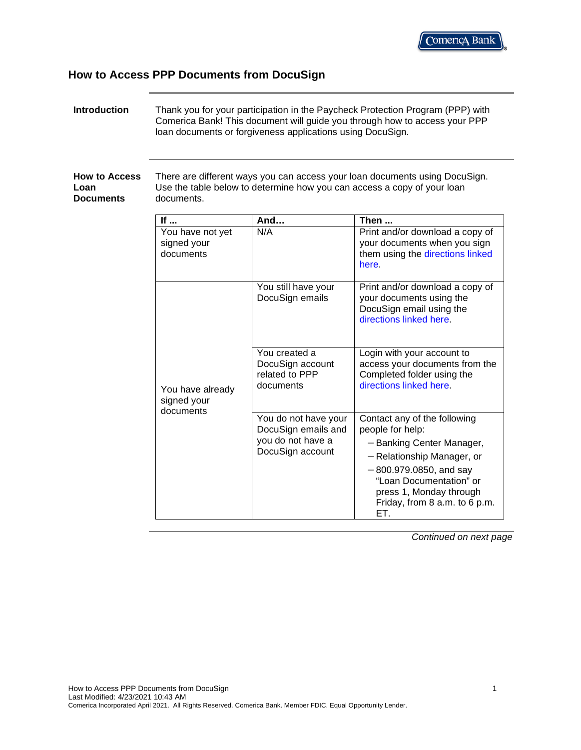# How to Access PPP Documents from DocuSign

**Introduction**

Thank you for your participation in the Paycheck Protection Program (PPP) with Comerica Bank! This document will guide you through how to access your PPP loan documents or forgiveness applications using DocuSign.

**How to Access Loan Documents**

There are different ways you can access your loan documents using DocuSign. Use the table below to determine how you can access a copy of your loan documents.

| If ... | And… | Then ... |
|---|---|---|
| You have not yet signed your documents | N/A | Print and/or download a copy of your documents when you sign them using the directions linked here. |
| You have already signed your documents | You still have your DocuSign emails | Print and/or download a copy of your documents using the DocuSign email using the directions linked here. |
| | You created a DocuSign account related to PPP documents | Login with your account to access your documents from the Completed folder using the directions linked here. |
| | You do not have your DocuSign emails and you do not have a DocuSign account | Contact any of the following people for help: <br>– Banking Center Manager, <br>– Relationship Manager, or <br>– 800.979.0850, and say “Loan Documentation” or press 1, Monday through Friday, from 8 a.m. to 6 p.m. ET. |

*Continued on next page*

How to Access PPP Documents from DocuSign
Last Modified: 4/23/2021 10:43 AM
Comerica Incorporated April 2021. All Rights Reserved. Comerica Bank. Member FDIC. Equal Opportunity Lender.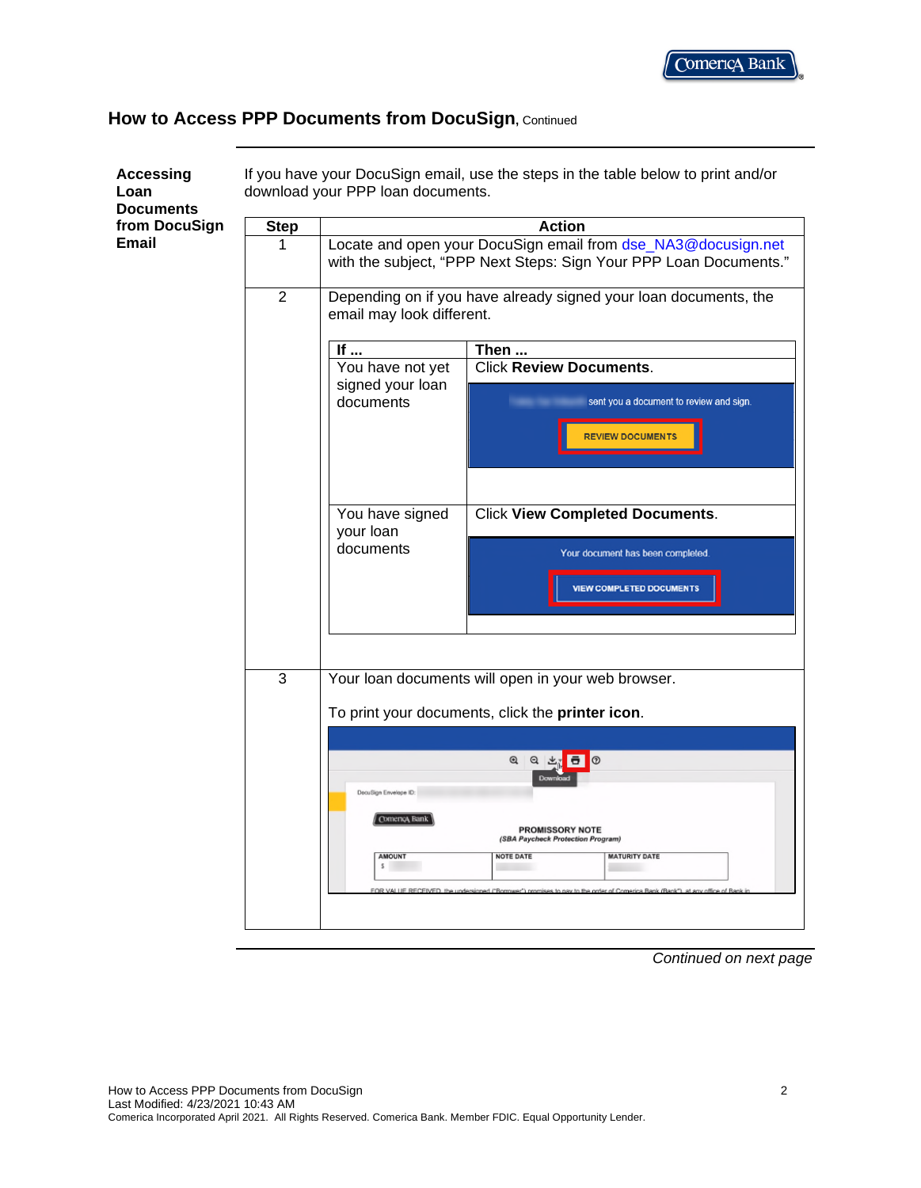## How to Access PPP Documents from DocuSign, Continued

**Accessing Loan Documents from DocuSign Email**

If you have your DocuSign email, use the steps in the table below to print and/or download your PPP loan documents.

| Step | Action |
|---|---|
| 1 | Locate and open your DocuSign email from dse_NA3@docusign.net with the subject, "PPP Next Steps: Sign Your PPP Loan Documents." |
| 2 | Depending on if you have already signed your loan documents, the email may look different.<br><br>**If ...** You have not yet signed your loan documents — **Then ...** Click **Review Documents**.<br><br>**If ...** You have signed your loan documents — **Then ...** Click **View Completed Documents**. |
| 3 | Your loan documents will open in your web browser.<br><br>To print your documents, click the **printer icon**. |

*Continued on next page*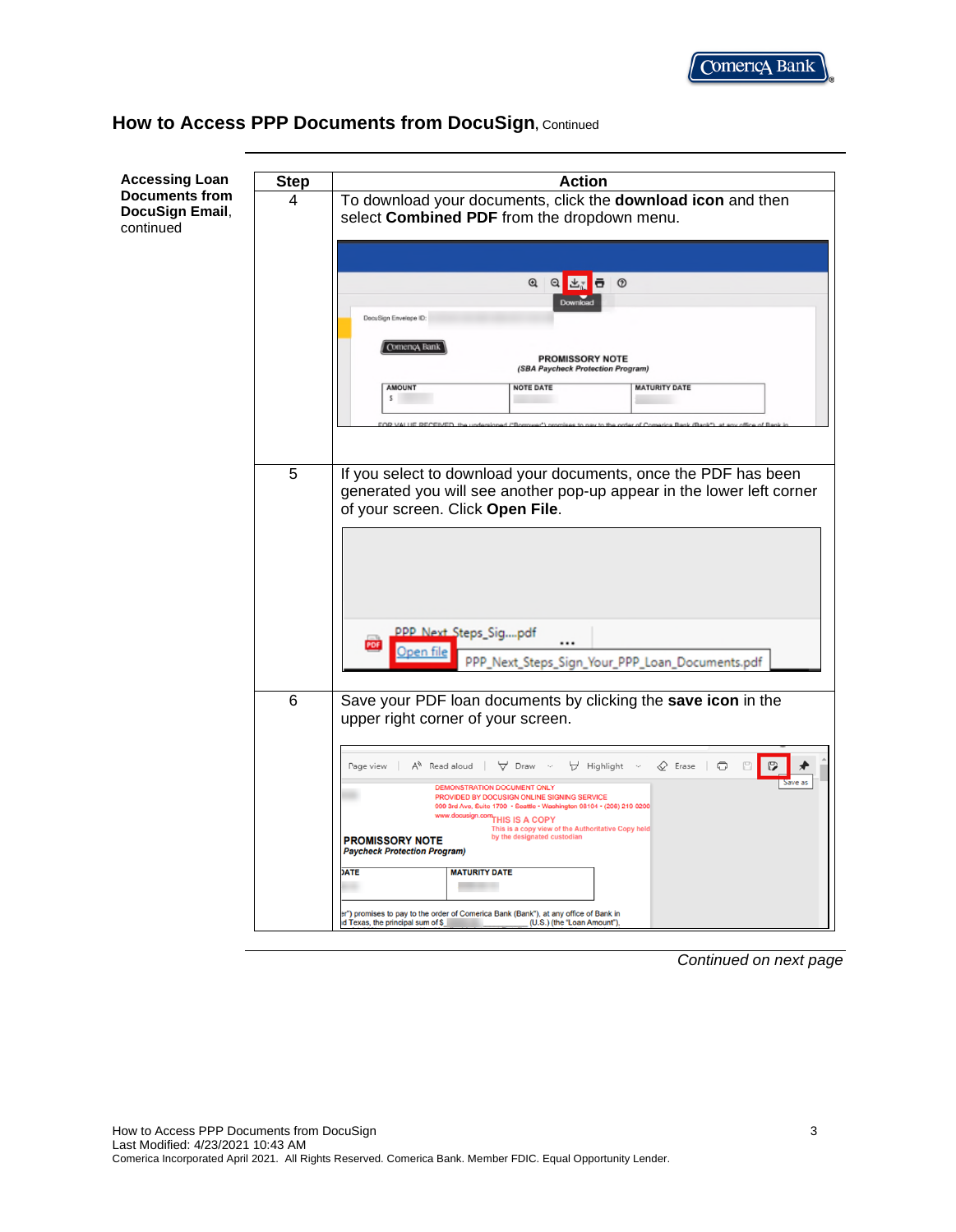## How to Access PPP Documents from DocuSign, Continued

**Accessing Loan Documents from DocuSign Email**, continued

| Step | Action |
|---|---|
| 4 | To download your documents, click the **download icon** and then select **Combined PDF** from the dropdown menu. |
| 5 | If you select to download your documents, once the PDF has been generated you will see another pop-up appear in the lower left corner of your screen. Click **Open File**. |
| 6 | Save your PDF loan documents by clicking the **save icon** in the upper right corner of your screen. |

*Continued on next page*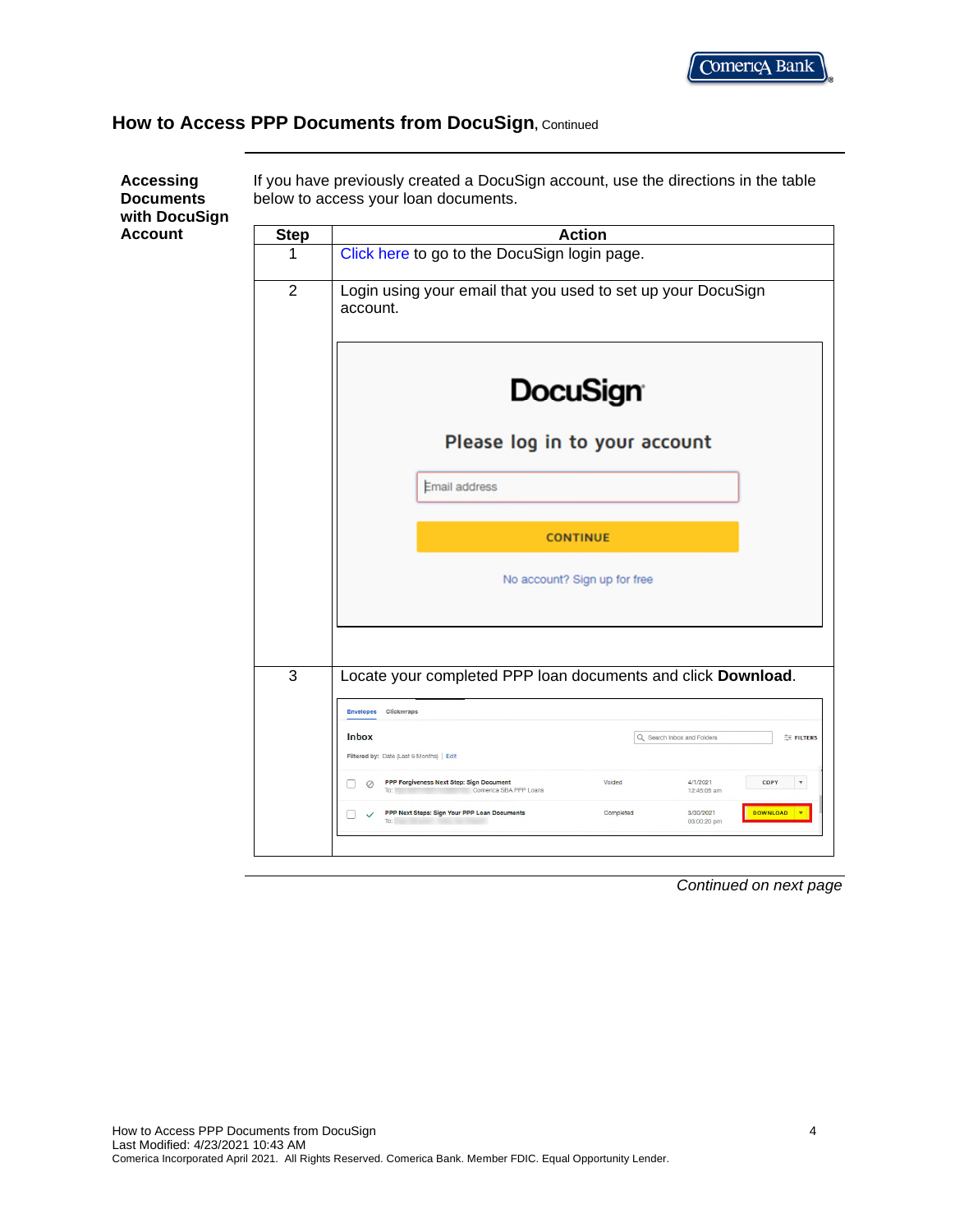## How to Access PPP Documents from DocuSign, Continued

**Accessing Documents with DocuSign Account**

If you have previously created a DocuSign account, use the directions in the table below to access your loan documents.

| Step | Action |
|---|---|
| 1 | Click here to go to the DocuSign login page. |
| 2 | Login using your email that you used to set up your DocuSign account. |
| 3 | Locate your completed PPP loan documents and click **Download**. |

*Continued on next page*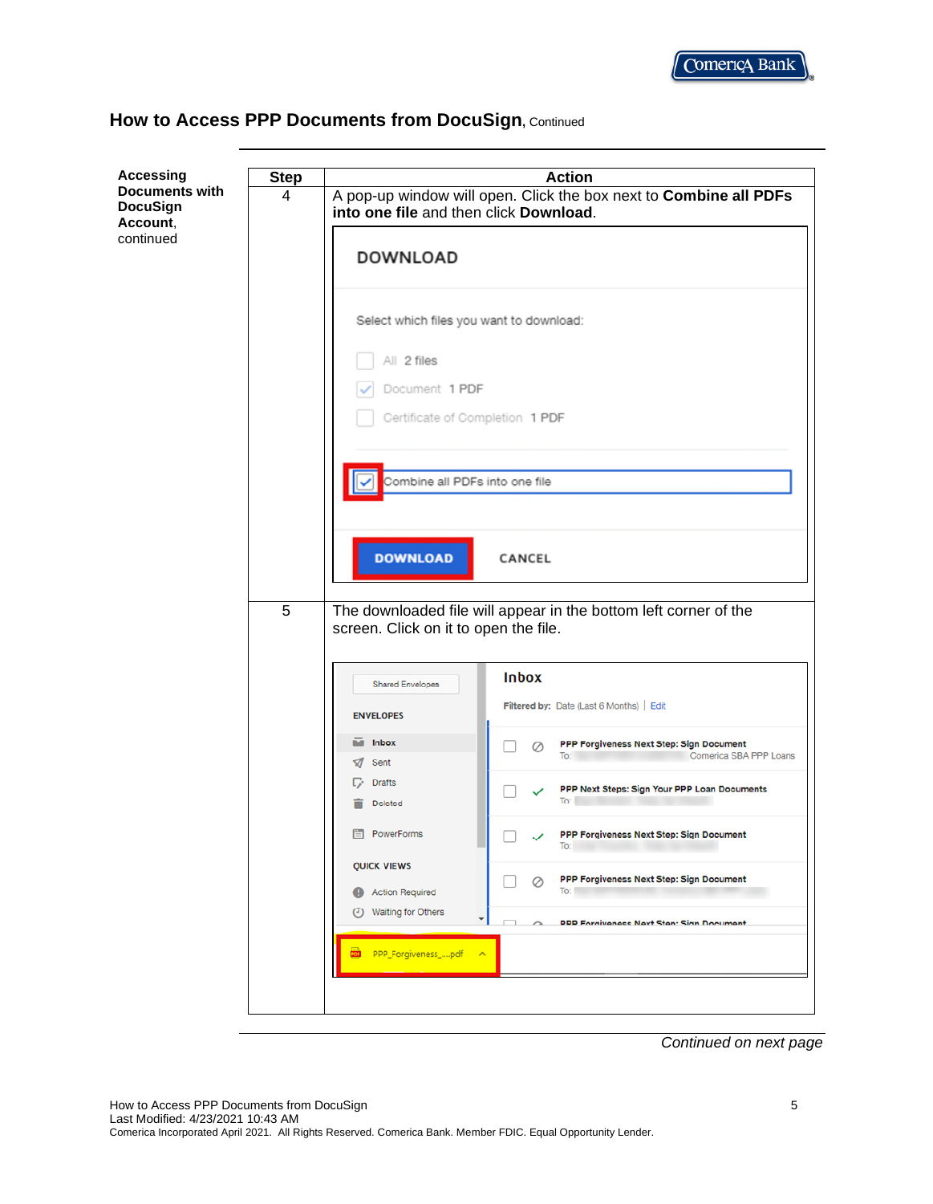## How to Access PPP Documents from DocuSign, Continued

**Accessing Documents with DocuSign Account**, continued

| Step | Action |
|---|---|
| 4 | A pop-up window will open. Click the box next to **Combine all PDFs into one file** and then click **Download**. |
| 5 | The downloaded file will appear in the bottom left corner of the screen. Click on it to open the file. |

*Continued on next page*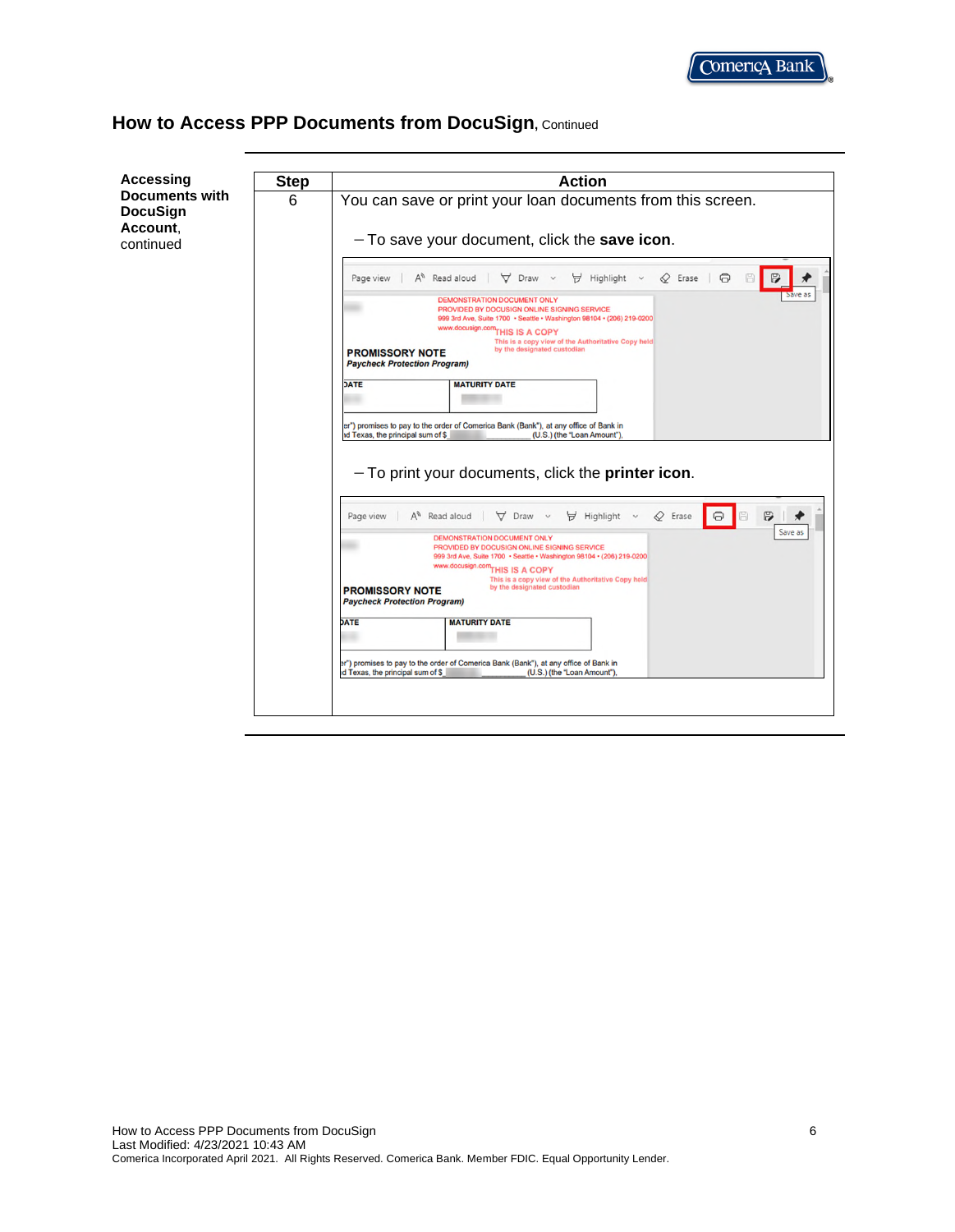## How to Access PPP Documents from DocuSign, Continued

**Accessing Documents with DocuSign Account**, continued

| Step | Action |
|---|---|
| 6 | You can save or print your loan documents from this screen.<br><br>– To save your document, click the **save icon**.<br><br>– To print your documents, click the **printer icon**. |